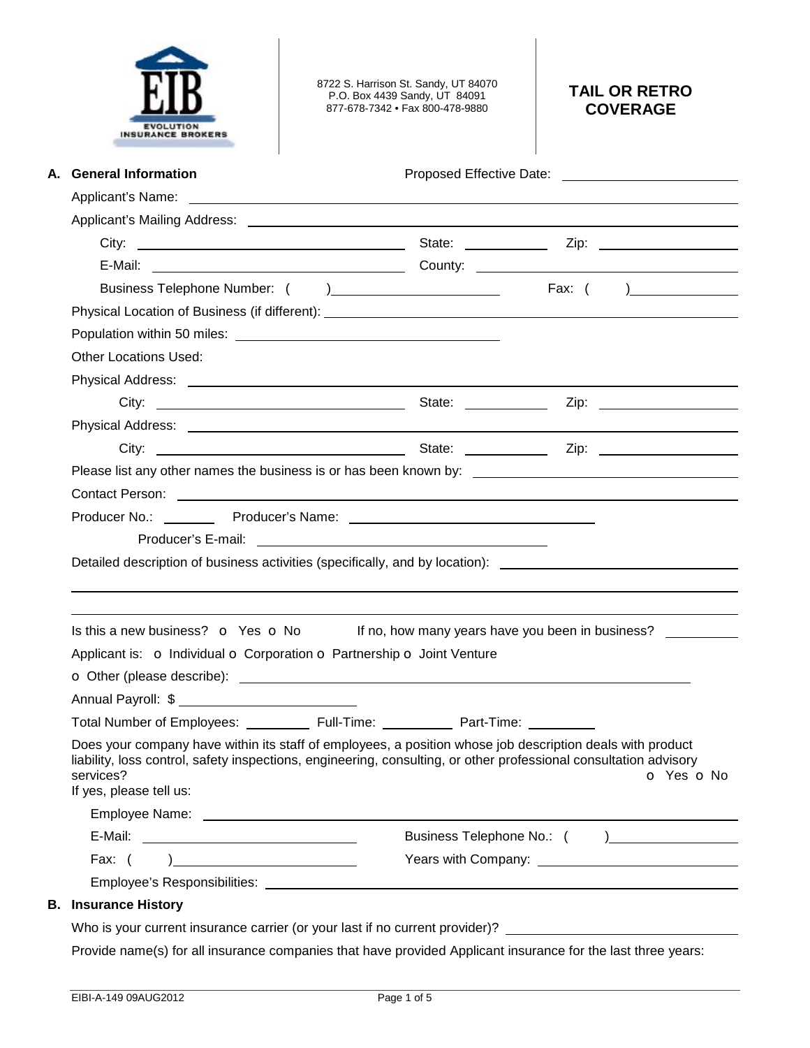EVOLUTION INSURANCE BROKERS

8722 S. Harrison St. Sandy, UT 84070
P.O. Box 4439 Sandy, UT 84091
877-678-7342 • Fax 800-478-9880

# TAIL OR RETRO COVERAGE

## A. General Information

Proposed Effective Date: ______________________

Applicant's Name: ______________________________________________

Applicant's Mailing Address: ______________________________________________

City: ______________________ State: ____________ Zip: ______________

E-Mail: ______________________ County: ______________________

Business Telephone Number: (     ) ______________________ Fax: (     ) ______________

Physical Location of Business (if different): ______________________________________________

Population within 50 miles: ______________________

Other Locations Used:

Physical Address: ______________________________________________

City: ______________________ State: ____________ Zip: ______________

Physical Address: ______________________________________________

City: ______________________ State: ____________ Zip: ______________

Please list any other names the business is or has been known by: ______________________

Contact Person: ______________________________________________

Producer No.: ________ Producer's Name: ______________________

Producer's E-mail: ______________________

Detailed description of business activities (specifically, and by location): ______________________

______________________________________________

______________________________________________

Is this a new business? o Yes o No    If no, how many years have you been in business? __________

Applicant is: o Individual o Corporation o Partnership o Joint Venture

o Other (please describe): ______________________________________________

Annual Payroll: $ ______________________

Total Number of Employees: _________ Full-Time: _________ Part-Time: _________

Does your company have within its staff of employees, a position whose job description deals with product liability, loss control, safety inspections, engineering, consulting, or other professional consultation advisory services? o Yes o No

If yes, please tell us:

Employee Name: ______________________________________________

E-Mail: ______________________ Business Telephone No.: (     ) ______________

Fax: (     ) ______________________ Years with Company: ______________________

Employee's Responsibilities: ______________________________________________

## B. Insurance History

Who is your current insurance carrier (or your last if no current provider)? ______________________

Provide name(s) for all insurance companies that have provided Applicant insurance for the last three years: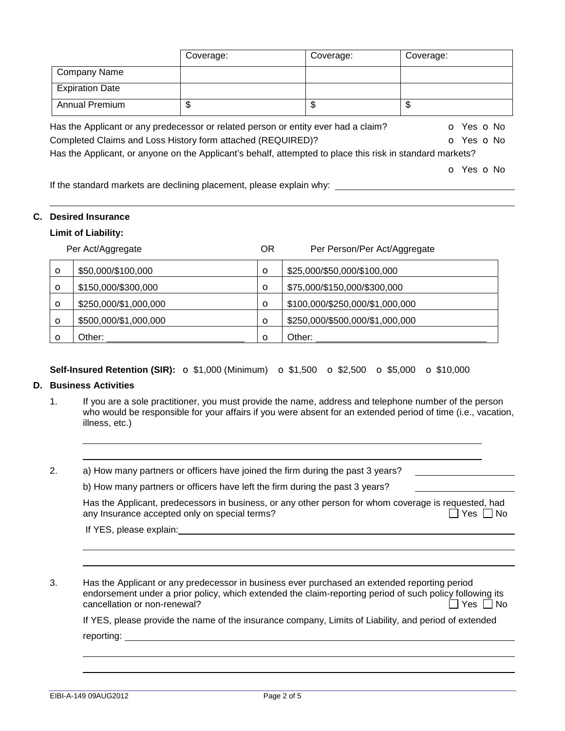| | Coverage: | Coverage: | Coverage: |
|---|---|---|---|
| Company Name | | | |
| Expiration Date | | | |
| Annual Premium | $ | $ | $ |

Has the Applicant or any predecessor or related person or entity ever had a claim? o Yes o No

Completed Claims and Loss History form attached (REQUIRED)? o Yes o No

Has the Applicant, or anyone on the Applicant's behalf, attempted to place this risk in standard markets? o Yes o No

If the standard markets are declining placement, please explain why: \_\_\_\_\_\_\_\_\_\_\_\_\_\_\_\_\_\_\_\_\_\_\_\_\_\_\_\_\_\_\_\_\_\_

\_\_\_\_\_\_\_\_\_\_\_\_\_\_\_\_\_\_\_\_\_\_\_\_\_\_\_\_\_\_\_\_\_\_\_\_\_\_\_\_\_\_\_\_\_\_\_\_\_\_\_\_\_\_\_\_\_\_\_\_\_\_\_\_\_\_\_\_\_\_

## C. Desired Insurance

**Limit of Liability:**

| | Per Act/Aggregate | OR | Per Person/Per Act/Aggregate |
|---|---|---|---|
| o | $50,000/$100,000 | o | $25,000/$50,000/$100,000 |
| o | $150,000/$300,000 | o | $75,000/$150,000/$300,000 |
| o | $250,000/$1,000,000 | o | $100,000/$250,000/$1,000,000 |
| o | $500,000/$1,000,000 | o | $250,000/$500,000/$1,000,000 |
| o | Other: \_\_\_\_\_\_\_\_\_\_\_\_\_\_\_\_\_\_\_\_ | o | Other: \_\_\_\_\_\_\_\_\_\_\_\_\_\_\_\_\_\_\_\_\_\_\_\_\_\_ |

**Self-Insured Retention (SIR):** o $1,000 (Minimum) o $1,500 o $2,500 o $5,000 o $10,000

## D. Business Activities

1. If you are a sole practitioner, you must provide the name, address and telephone number of the person who would be responsible for your affairs if you were absent for an extended period of time (i.e., vacation, illness, etc.)

   \_\_\_\_\_\_\_\_\_\_\_\_\_\_\_\_\_\_\_\_\_\_\_\_\_\_\_\_\_\_\_\_\_\_\_\_\_\_\_\_\_\_\_\_\_\_\_\_\_\_\_\_\_\_\_\_\_\_\_\_\_\_\_\_

   \_\_\_\_\_\_\_\_\_\_\_\_\_\_\_\_\_\_\_\_\_\_\_\_\_\_\_\_\_\_\_\_\_\_\_\_\_\_\_\_\_\_\_\_\_\_\_\_\_\_\_\_\_\_\_\_\_\_\_\_\_\_\_\_

2. a) How many partners or officers have joined the firm during the past 3 years? \_\_\_\_\_\_\_\_\_\_\_\_\_\_\_\_

   b) How many partners or officers have left the firm during the past 3 years? \_\_\_\_\_\_\_\_\_\_\_\_\_\_\_\_

   Has the Applicant, predecessors in business, or any other person for whom coverage is requested, had any Insurance accepted only on special terms? ☐ Yes ☐ No

   If YES, please explain: \_\_\_\_\_\_\_\_\_\_\_\_\_\_\_\_\_\_\_\_\_\_\_\_\_\_\_\_\_\_\_\_\_\_\_\_\_\_\_\_\_\_\_\_\_\_\_\_\_\_\_\_\_\_

   \_\_\_\_\_\_\_\_\_\_\_\_\_\_\_\_\_\_\_\_\_\_\_\_\_\_\_\_\_\_\_\_\_\_\_\_\_\_\_\_\_\_\_\_\_\_\_\_\_\_\_\_\_\_\_\_\_\_\_\_\_\_\_\_

   \_\_\_\_\_\_\_\_\_\_\_\_\_\_\_\_\_\_\_\_\_\_\_\_\_\_\_\_\_\_\_\_\_\_\_\_\_\_\_\_\_\_\_\_\_\_\_\_\_\_\_\_\_\_\_\_\_\_\_\_\_\_\_\_

3. Has the Applicant or any predecessor in business ever purchased an extended reporting period endorsement under a prior policy, which extended the claim-reporting period of such policy following its cancellation or non-renewal? ☐ Yes ☐ No

   If YES, please provide the name of the insurance company, Limits of Liability, and period of extended reporting: \_\_\_\_\_\_\_\_\_\_\_\_\_\_\_\_\_\_\_\_\_\_\_\_\_\_\_\_\_\_\_\_\_\_\_\_\_\_\_\_\_\_\_\_\_\_\_\_\_\_\_\_\_\_

   \_\_\_\_\_\_\_\_\_\_\_\_\_\_\_\_\_\_\_\_\_\_\_\_\_\_\_\_\_\_\_\_\_\_\_\_\_\_\_\_\_\_\_\_\_\_\_\_\_\_\_\_\_\_\_\_\_\_\_\_\_\_\_\_

   \_\_\_\_\_\_\_\_\_\_\_\_\_\_\_\_\_\_\_\_\_\_\_\_\_\_\_\_\_\_\_\_\_\_\_\_\_\_\_\_\_\_\_\_\_\_\_\_\_\_\_\_\_\_\_\_\_\_\_\_\_\_\_\_

EIBI-A-149 09AUG2012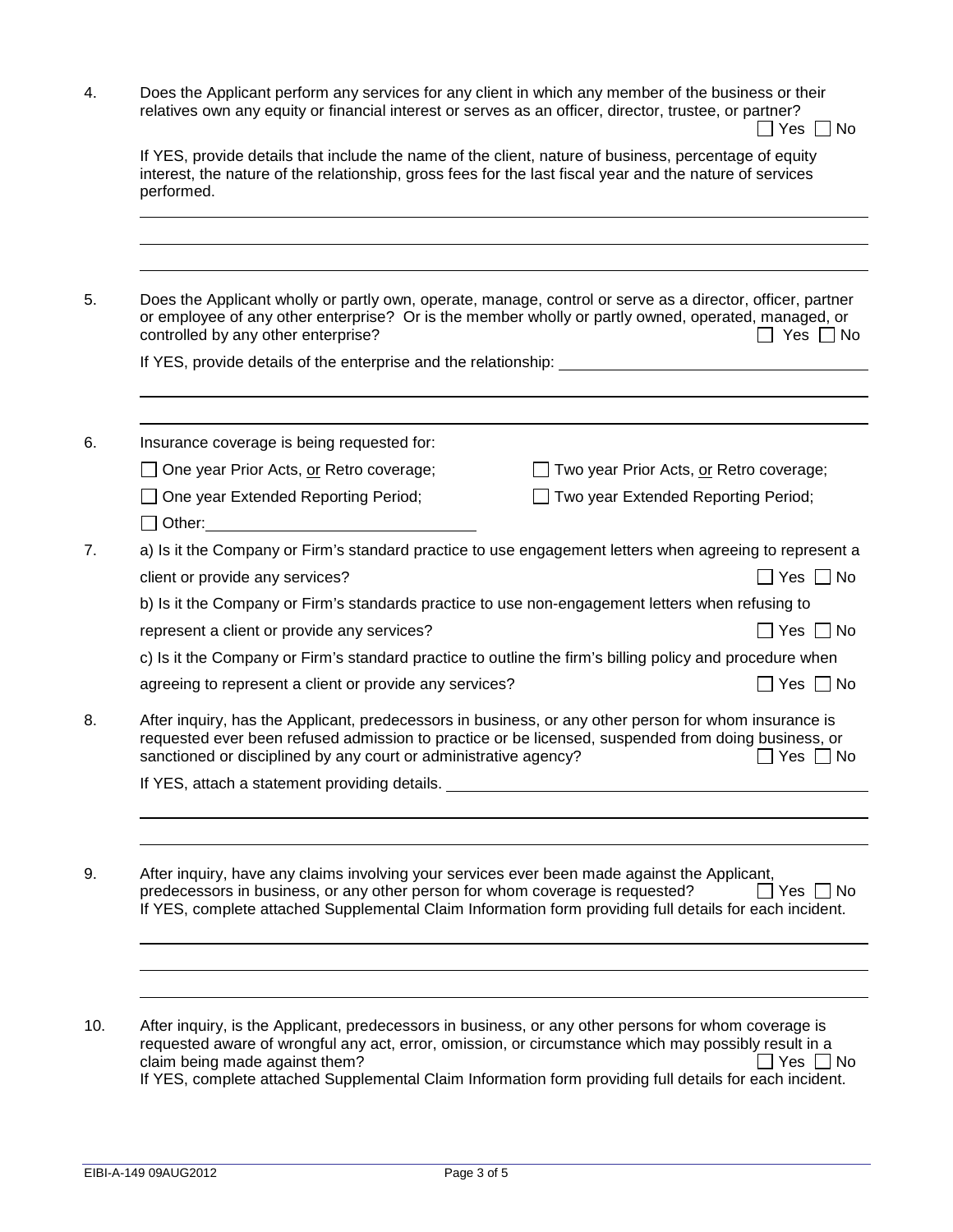4. Does the Applicant perform any services for any client in which any member of the business or their relatives own any equity or financial interest or serves as an officer, director, trustee, or partner?
☐ Yes ☐ No

   If YES, provide details that include the name of the client, nature of business, percentage of equity interest, the nature of the relationship, gross fees for the last fiscal year and the nature of services performed.

   \_\_\_\_\_\_\_\_\_\_\_\_\_\_\_\_\_\_\_\_\_\_\_\_\_\_\_\_\_\_\_\_\_\_\_\_\_\_\_\_\_\_\_\_\_\_\_\_\_\_\_\_\_\_\_\_\_\_\_\_\_\_\_\_\_\_\_\_\_\_\_\_\_\_\_\_\_\_

   \_\_\_\_\_\_\_\_\_\_\_\_\_\_\_\_\_\_\_\_\_\_\_\_\_\_\_\_\_\_\_\_\_\_\_\_\_\_\_\_\_\_\_\_\_\_\_\_\_\_\_\_\_\_\_\_\_\_\_\_\_\_\_\_\_\_\_\_\_\_\_\_\_\_\_\_\_\_

   \_\_\_\_\_\_\_\_\_\_\_\_\_\_\_\_\_\_\_\_\_\_\_\_\_\_\_\_\_\_\_\_\_\_\_\_\_\_\_\_\_\_\_\_\_\_\_\_\_\_\_\_\_\_\_\_\_\_\_\_\_\_\_\_\_\_\_\_\_\_\_\_\_\_\_\_\_\_

5. Does the Applicant wholly or partly own, operate, manage, control or serve as a director, officer, partner or employee of any other enterprise? Or is the member wholly or partly owned, operated, managed, or controlled by any other enterprise? ☐ Yes ☐ No

   If YES, provide details of the enterprise and the relationship: \_\_\_\_\_\_\_\_\_\_\_\_\_\_\_\_\_\_\_\_\_\_\_\_\_\_\_\_\_\_\_\_\_\_

   \_\_\_\_\_\_\_\_\_\_\_\_\_\_\_\_\_\_\_\_\_\_\_\_\_\_\_\_\_\_\_\_\_\_\_\_\_\_\_\_\_\_\_\_\_\_\_\_\_\_\_\_\_\_\_\_\_\_\_\_\_\_\_\_\_\_\_\_\_\_\_\_\_\_\_\_\_\_

   \_\_\_\_\_\_\_\_\_\_\_\_\_\_\_\_\_\_\_\_\_\_\_\_\_\_\_\_\_\_\_\_\_\_\_\_\_\_\_\_\_\_\_\_\_\_\_\_\_\_\_\_\_\_\_\_\_\_\_\_\_\_\_\_\_\_\_\_\_\_\_\_\_\_\_\_\_\_

6. Insurance coverage is being requested for:

   ☐ One year Prior Acts, <u>or</u> Retro coverage; ☐ Two year Prior Acts, <u>or</u> Retro coverage;

   ☐ One year Extended Reporting Period; ☐ Two year Extended Reporting Period;

   ☐ Other: \_\_\_\_\_\_\_\_\_\_\_\_\_\_\_\_\_\_\_\_\_\_\_\_\_\_\_\_\_\_

7. a) Is it the Company or Firm's standard practice to use engagement letters when agreeing to represent a client or provide any services? ☐ Yes ☐ No

   b) Is it the Company or Firm's standards practice to use non-engagement letters when refusing to represent a client or provide any services? ☐ Yes ☐ No

   c) Is it the Company or Firm's standard practice to outline the firm's billing policy and procedure when agreeing to represent a client or provide any services? ☐ Yes ☐ No

8. After inquiry, has the Applicant, predecessors in business, or any other person for whom insurance is requested ever been refused admission to practice or be licensed, suspended from doing business, or sanctioned or disciplined by any court or administrative agency? ☐ Yes ☐ No

   If YES, attach a statement providing details. \_\_\_\_\_\_\_\_\_\_\_\_\_\_\_\_\_\_\_\_\_\_\_\_\_\_\_\_\_\_\_\_\_\_\_\_\_\_\_\_\_\_

   \_\_\_\_\_\_\_\_\_\_\_\_\_\_\_\_\_\_\_\_\_\_\_\_\_\_\_\_\_\_\_\_\_\_\_\_\_\_\_\_\_\_\_\_\_\_\_\_\_\_\_\_\_\_\_\_\_\_\_\_\_\_\_\_\_\_\_\_\_\_\_\_\_\_\_\_\_\_

   \_\_\_\_\_\_\_\_\_\_\_\_\_\_\_\_\_\_\_\_\_\_\_\_\_\_\_\_\_\_\_\_\_\_\_\_\_\_\_\_\_\_\_\_\_\_\_\_\_\_\_\_\_\_\_\_\_\_\_\_\_\_\_\_\_\_\_\_\_\_\_\_\_\_\_\_\_\_

9. After inquiry, have any claims involving your services ever been made against the Applicant, predecessors in business, or any other person for whom coverage is requested? ☐ Yes ☐ No
   If YES, complete attached Supplemental Claim Information form providing full details for each incident.

   \_\_\_\_\_\_\_\_\_\_\_\_\_\_\_\_\_\_\_\_\_\_\_\_\_\_\_\_\_\_\_\_\_\_\_\_\_\_\_\_\_\_\_\_\_\_\_\_\_\_\_\_\_\_\_\_\_\_\_\_\_\_\_\_\_\_\_\_\_\_\_\_\_\_\_\_\_\_

   \_\_\_\_\_\_\_\_\_\_\_\_\_\_\_\_\_\_\_\_\_\_\_\_\_\_\_\_\_\_\_\_\_\_\_\_\_\_\_\_\_\_\_\_\_\_\_\_\_\_\_\_\_\_\_\_\_\_\_\_\_\_\_\_\_\_\_\_\_\_\_\_\_\_\_\_\_\_

   \_\_\_\_\_\_\_\_\_\_\_\_\_\_\_\_\_\_\_\_\_\_\_\_\_\_\_\_\_\_\_\_\_\_\_\_\_\_\_\_\_\_\_\_\_\_\_\_\_\_\_\_\_\_\_\_\_\_\_\_\_\_\_\_\_\_\_\_\_\_\_\_\_\_\_\_\_\_

10. After inquiry, is the Applicant, predecessors in business, or any other persons for whom coverage is requested aware of wrongful any act, error, omission, or circumstance which may possibly result in a claim being made against them? ☐ Yes ☐ No
    If YES, complete attached Supplemental Claim Information form providing full details for each incident.

EIBI-A-149 09AUG2012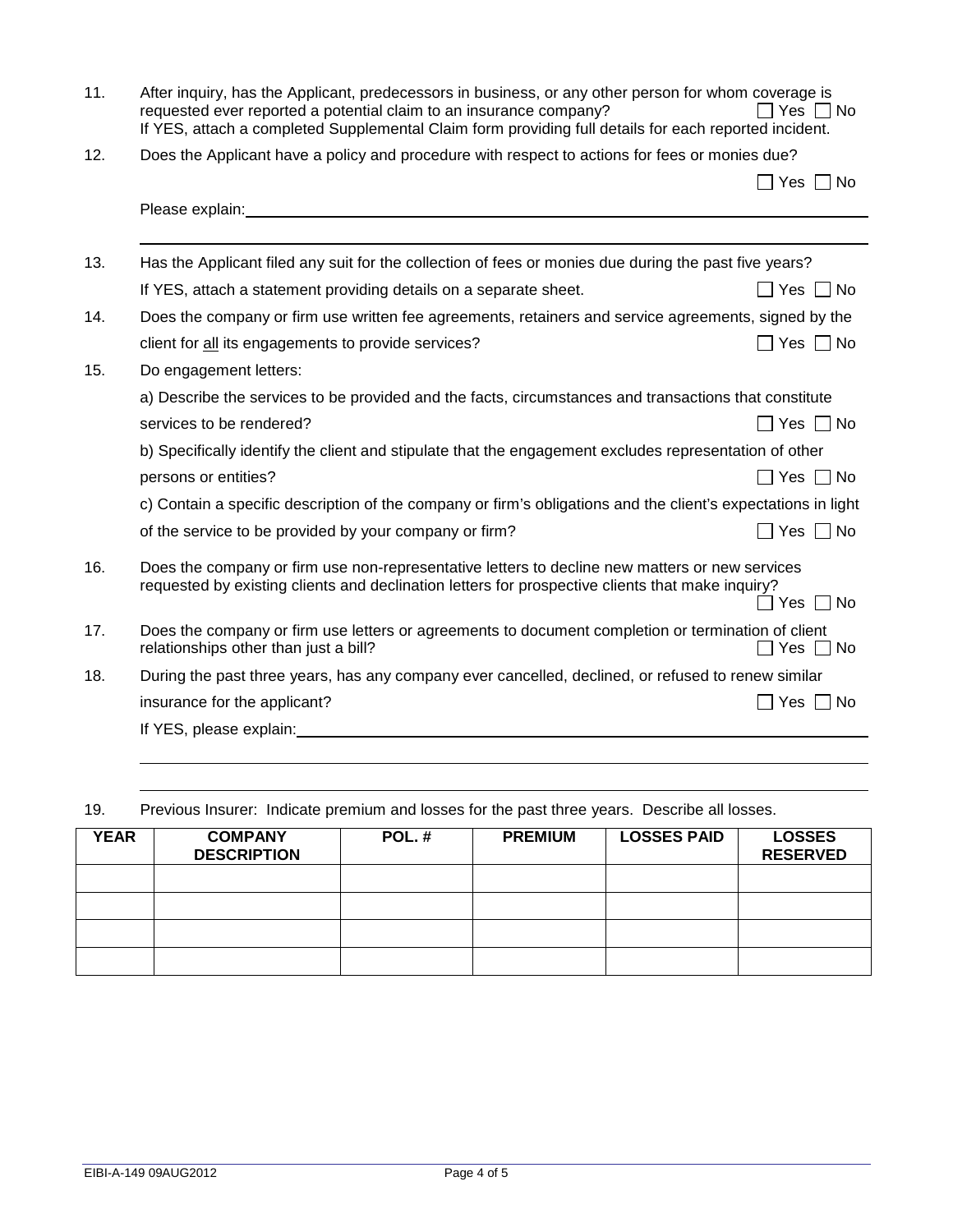11. After inquiry, has the Applicant, predecessors in business, or any other person for whom coverage is requested ever reported a potential claim to an insurance company? ☐ Yes ☐ No
    If YES, attach a completed Supplemental Claim form providing full details for each reported incident.

12. Does the Applicant have a policy and procedure with respect to actions for fees or monies due? ☐ Yes ☐ No
    Please explain: ____________________________________________
    ____________________________________________

13. Has the Applicant filed any suit for the collection of fees or monies due during the past five years?
    If YES, attach a statement providing details on a separate sheet. ☐ Yes ☐ No

14. Does the company or firm use written fee agreements, retainers and service agreements, signed by the client for <u>all</u> its engagements to provide services? ☐ Yes ☐ No

15. Do engagement letters:
    a) Describe the services to be provided and the facts, circumstances and transactions that constitute services to be rendered? ☐ Yes ☐ No
    b) Specifically identify the client and stipulate that the engagement excludes representation of other persons or entities? ☐ Yes ☐ No
    c) Contain a specific description of the company or firm's obligations and the client's expectations in light of the service to be provided by your company or firm? ☐ Yes ☐ No

16. Does the company or firm use non-representative letters to decline new matters or new services requested by existing clients and declination letters for prospective clients that make inquiry? ☐ Yes ☐ No

17. Does the company or firm use letters or agreements to document completion or termination of client relationships other than just a bill? ☐ Yes ☐ No

18. During the past three years, has any company ever cancelled, declined, or refused to renew similar insurance for the applicant? ☐ Yes ☐ No
    If YES, please explain: ____________________________________________
    ____________________________________________
    ____________________________________________

19. Previous Insurer: Indicate premium and losses for the past three years. Describe all losses.

| YEAR | COMPANY DESCRIPTION | POL. # | PREMIUM | LOSSES PAID | LOSSES RESERVED |
|---|---|---|---|---|---|
| | | | | | |
| | | | | | |
| | | | | | |
| | | | | | |

EIBI-A-149 09AUG2012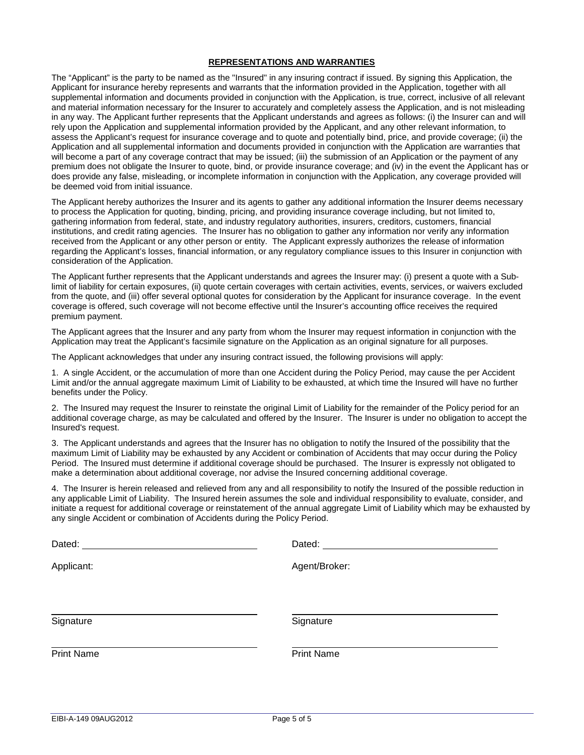## REPRESENTATIONS AND WARRANTIES

The "Applicant" is the party to be named as the "Insured" in any insuring contract if issued. By signing this Application, the Applicant for insurance hereby represents and warrants that the information provided in the Application, together with all supplemental information and documents provided in conjunction with the Application, is true, correct, inclusive of all relevant and material information necessary for the Insurer to accurately and completely assess the Application, and is not misleading in any way. The Applicant further represents that the Applicant understands and agrees as follows: (i) the Insurer can and will rely upon the Application and supplemental information provided by the Applicant, and any other relevant information, to assess the Applicant's request for insurance coverage and to quote and potentially bind, price, and provide coverage; (ii) the Application and all supplemental information and documents provided in conjunction with the Application are warranties that will become a part of any coverage contract that may be issued; (iii) the submission of an Application or the payment of any premium does not obligate the Insurer to quote, bind, or provide insurance coverage; and (iv) in the event the Applicant has or does provide any false, misleading, or incomplete information in conjunction with the Application, any coverage provided will be deemed void from initial issuance.

The Applicant hereby authorizes the Insurer and its agents to gather any additional information the Insurer deems necessary to process the Application for quoting, binding, pricing, and providing insurance coverage including, but not limited to, gathering information from federal, state, and industry regulatory authorities, insurers, creditors, customers, financial institutions, and credit rating agencies. The Insurer has no obligation to gather any information nor verify any information received from the Applicant or any other person or entity. The Applicant expressly authorizes the release of information regarding the Applicant's losses, financial information, or any regulatory compliance issues to this Insurer in conjunction with consideration of the Application.

The Applicant further represents that the Applicant understands and agrees the Insurer may: (i) present a quote with a Sub-limit of liability for certain exposures, (ii) quote certain coverages with certain activities, events, services, or waivers excluded from the quote, and (iii) offer several optional quotes for consideration by the Applicant for insurance coverage. In the event coverage is offered, such coverage will not become effective until the Insurer's accounting office receives the required premium payment.

The Applicant agrees that the Insurer and any party from whom the Insurer may request information in conjunction with the Application may treat the Applicant's facsimile signature on the Application as an original signature for all purposes.

The Applicant acknowledges that under any insuring contract issued, the following provisions will apply:

1. A single Accident, or the accumulation of more than one Accident during the Policy Period, may cause the per Accident Limit and/or the annual aggregate maximum Limit of Liability to be exhausted, at which time the Insured will have no further benefits under the Policy.

2. The Insured may request the Insurer to reinstate the original Limit of Liability for the remainder of the Policy period for an additional coverage charge, as may be calculated and offered by the Insurer. The Insurer is under no obligation to accept the Insured's request.

3. The Applicant understands and agrees that the Insurer has no obligation to notify the Insured of the possibility that the maximum Limit of Liability may be exhausted by any Accident or combination of Accidents that may occur during the Policy Period. The Insured must determine if additional coverage should be purchased. The Insurer is expressly not obligated to make a determination about additional coverage, nor advise the Insured concerning additional coverage.

4. The Insurer is herein released and relieved from any and all responsibility to notify the Insured of the possible reduction in any applicable Limit of Liability. The Insured herein assumes the sole and individual responsibility to evaluate, consider, and initiate a request for additional coverage or reinstatement of the annual aggregate Limit of Liability which may be exhausted by any single Accident or combination of Accidents during the Policy Period.

Dated: ______________________________

Applicant:

______________________________
Signature

______________________________
Print Name

Dated: ______________________________

Agent/Broker:

______________________________
Signature

______________________________
Print Name

EIBI-A-149 09AUG2012